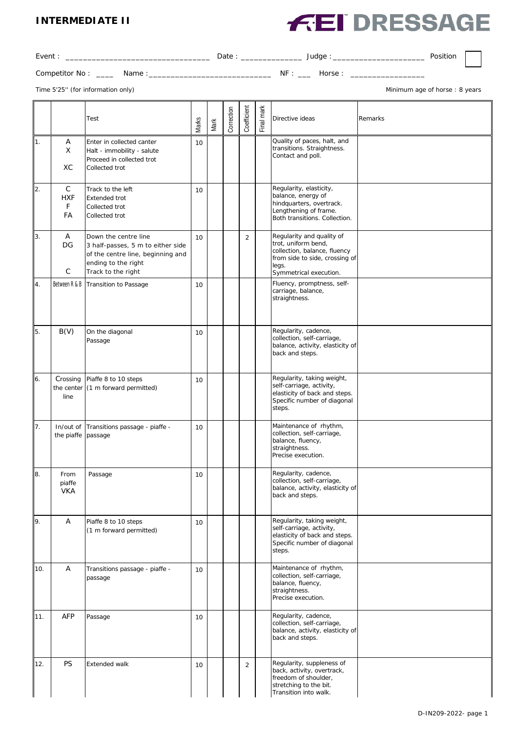# INTERMEDIATE II

**FEI DRESSAGE**

Event : ________________________________ Date : ______________ Judge : ____________________ Position

Competitor No : ____ Name : ____________________________ NF : ___ Horse : ________________

Time 5'25'' (for information only)

Minimum age of horse : 8 years

| | | Test | Marks | Mark | Correction | Coefficient | Final mark | Directive ideas | Remarks |
|---|---|---|---|---|---|---|---|---|---|
| 1. | A<br>X<br><br>XC | Enter in collected canter<br>Halt - immobility - salute<br>Proceed in collected trot<br>Collected trot | 10 | | | | | Quality of paces, halt, and transitions. Straightness. Contact and poll. | |
| 2. | C<br>HXF<br>F<br>FA | Track to the left<br>Extended trot<br>Collected trot<br>Collected trot | 10 | | | | | Regularity, elasticity, balance, energy of hindquarters, overtrack. Lengthening of frame. Both transitions. Collection. | |
| 3. | A<br>DG<br><br>C | Down the centre line<br>3 half-passes, 5 m to either side of the centre line, beginning and ending to the right<br>Track to the right | 10 | | | 2 | | Regularity and quality of trot, uniform bend, collection, balance, fluency from side to side, crossing of legs. Symmetrical execution. | |
| 4. | Between R & B | Transition to Passage | 10 | | | | | Fluency, promptness, self-carriage, balance, straightness. | |
| 5. | B(V) | On the diagonal<br>Passage | 10 | | | | | Regularity, cadence, collection, self-carriage, balance, activity, elasticity of back and steps. | |
| 6. | Crossing the center line | Piaffe 8 to 10 steps<br>(1 m forward permitted) | 10 | | | | | Regularity, taking weight, self-carriage, activity, elasticity of back and steps. Specific number of diagonal steps. | |
| 7. | In/out of the piaffe | Transitions passage - piaffe - passage | 10 | | | | | Maintenance of rhythm, collection, self-carriage, balance, fluency, straightness. Precise execution. | |
| 8. | From piaffe VKA | Passage | 10 | | | | | Regularity, cadence, collection, self-carriage, balance, activity, elasticity of back and steps. | |
| 9. | A | Piaffe 8 to 10 steps<br>(1 m forward permitted) | 10 | | | | | Regularity, taking weight, self-carriage, activity, elasticity of back and steps. Specific number of diagonal steps. | |
| 10. | A | Transitions passage - piaffe - passage | 10 | | | | | Maintenance of rhythm, collection, self-carriage, balance, fluency, straightness. Precise execution. | |
| 11. | AFP | Passage | 10 | | | | | Regularity, cadence, collection, self-carriage, balance, activity, elasticity of back and steps. | |
| 12. | PS | Extended walk | 10 | | | 2 | | Regularity, suppleness of back, activity, overtrack, freedom of shoulder, stretching to the bit. Transition into walk. | |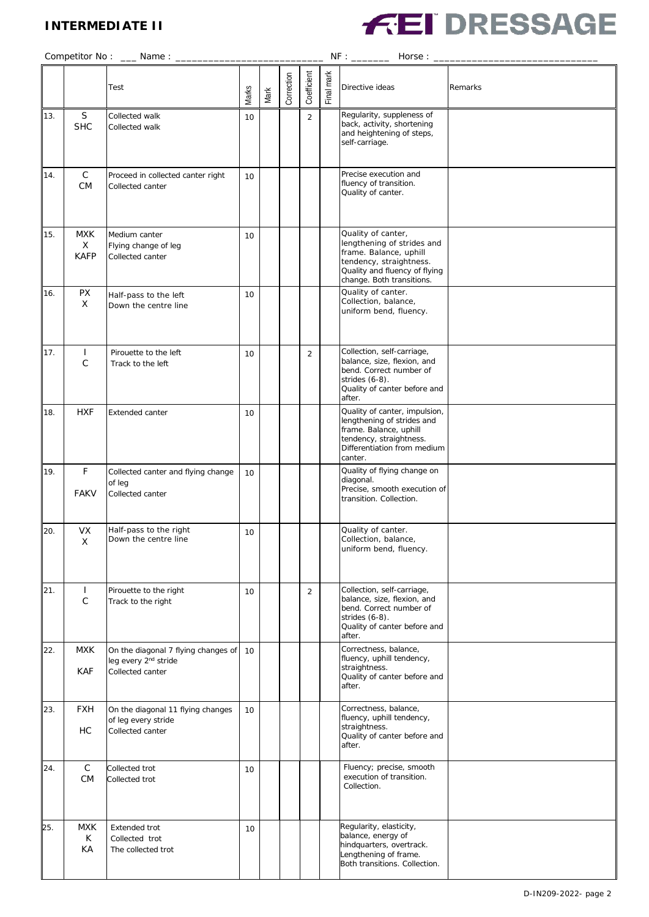# INTERMEDIATE II

# FEI DRESSAGE

Competitor No : ___ Name : __________________________ NF : _______ Horse : ____________________________

| | | Test | Marks | Mark | Correction | Coefficient | Final mark | Directive ideas | Remarks |
|---|---|---|---|---|---|---|---|---|---|
| 13. | S<br>SHC | Collected walk<br>Collected walk | 10 | | | 2 | | Regularity, suppleness of back, activity, shortening and heightening of steps, self-carriage. | |
| 14. | C<br>CM | Proceed in collected canter right<br>Collected canter | 10 | | | | | Precise execution and fluency of transition. Quality of canter. | |
| 15. | MXK<br>X<br>KAFP | Medium canter<br>Flying change of leg<br>Collected canter | 10 | | | | | Quality of canter, lengthening of strides and frame. Balance, uphill tendency, straightness. Quality and fluency of flying change. Both transitions. | |
| 16. | PX<br>X | Half-pass to the left<br>Down the centre line | 10 | | | | | Quality of canter. Collection, balance, uniform bend, fluency. | |
| 17. | I<br>C | Pirouette to the left<br>Track to the left | 10 | | | 2 | | Collection, self-carriage, balance, size, flexion, and bend. Correct number of strides (6-8). Quality of canter before and after. | |
| 18. | HXF | Extended canter | 10 | | | | | Quality of canter, impulsion, lengthening of strides and frame. Balance, uphill tendency, straightness. Differentiation from medium canter. | |
| 19. | F<br>FAKV | Collected canter and flying change of leg<br>Collected canter | 10 | | | | | Quality of flying change on diagonal. Precise, smooth execution of transition. Collection. | |
| 20. | VX<br>X | Half-pass to the right<br>Down the centre line | 10 | | | | | Quality of canter. Collection, balance, uniform bend, fluency. | |
| 21. | I<br>C | Pirouette to the right<br>Track to the right | 10 | | | 2 | | Collection, self-carriage, balance, size, flexion, and bend. Correct number of strides (6-8). Quality of canter before and after. | |
| 22. | MXK<br>KAF | On the diagonal 7 flying changes of leg every 2nd stride<br>Collected canter | 10 | | | | | Correctness, balance, fluency, uphill tendency, straightness. Quality of canter before and after. | |
| 23. | FXH<br>HC | On the diagonal 11 flying changes of leg every stride<br>Collected canter | 10 | | | | | Correctness, balance, fluency, uphill tendency, straightness. Quality of canter before and after. | |
| 24. | C<br>CM | Collected trot<br>Collected trot | 10 | | | | | Fluency; precise, smooth execution of transition. Collection. | |
| 25. | MXK<br>K<br>KA | Extended trot<br>Collected trot<br>The collected trot | 10 | | | | | Regularity, elasticity, balance, energy of hindquarters, overtrack. Lengthening of frame. Both transitions. Collection. | |

D-IN209-2022- page 2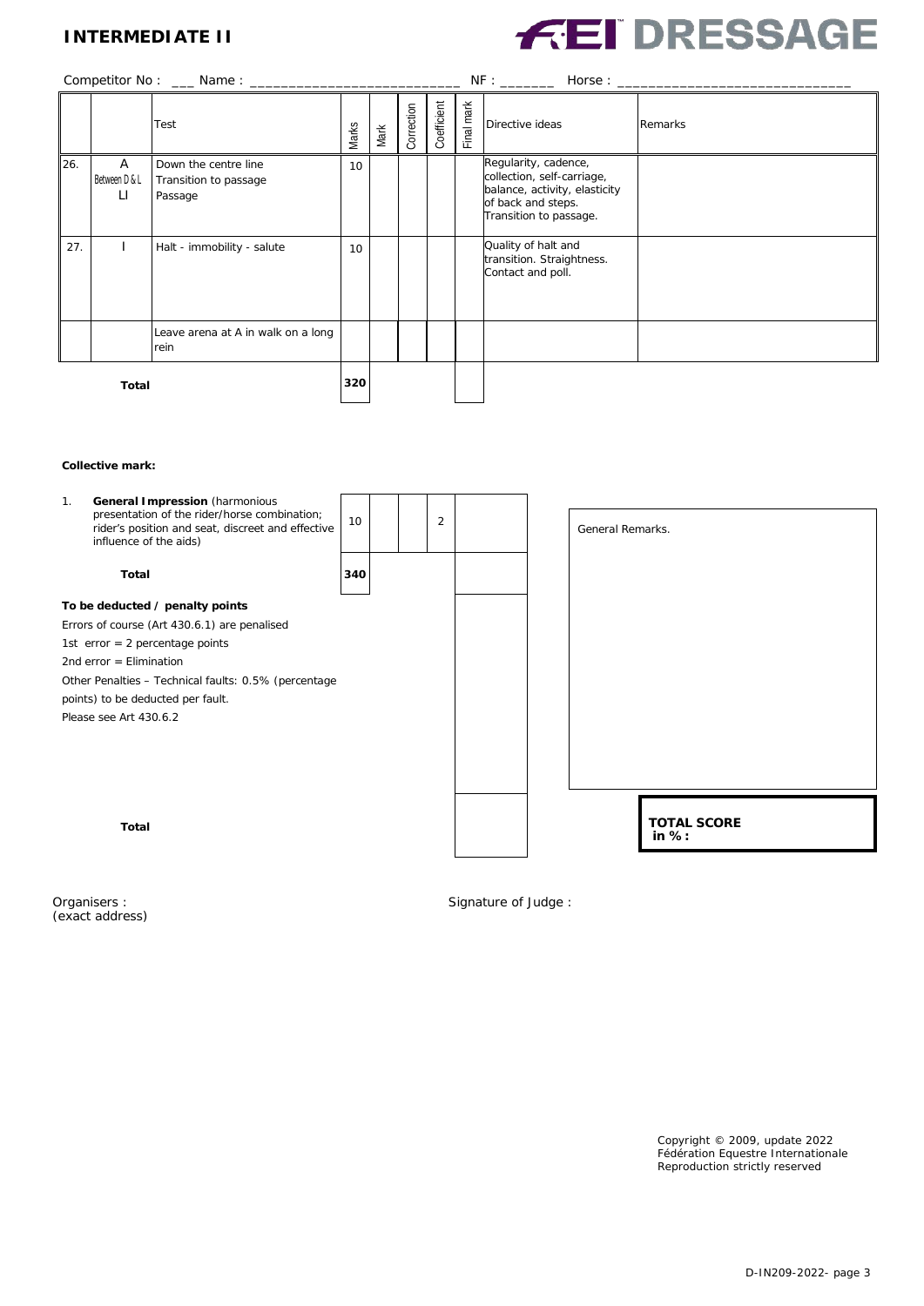## INTERMEDIATE II

**FEI DRESSAGE**

Competitor No : ___ Name : __________________________ NF : _______ Horse : ____________________________

| | | Test | Marks | Mark | Correction | Coefficient | Final mark | Directive ideas | Remarks |
|---|---|---|---|---|---|---|---|---|---|
| 26. | A<br>Between D & L<br>LI | Down the centre line<br>Transition to passage<br>Passage | 10 | | | | | Regularity, cadence, collection, self-carriage, balance, activity, elasticity of back and steps.<br>Transition to passage. | |
| 27. | I | Halt - immobility - salute | 10 | | | | | Quality of halt and transition. Straightness. Contact and poll. | |
| | | Leave arena at A in walk on a long rein | | | | | | | |
| | | **Total** | **320** | | | | | | |

**Collective mark:**

| | | Marks | Mark | Correction | Coefficient | Final mark |
|---|---|---|---|---|---|---|
| 1. | **General Impression** (harmonious presentation of the rider/horse combination; rider's position and seat, discreet and effective influence of the aids) | 10 | | | 2 | |
| | **Total** | **340** | | | | |

**To be deducted / penalty points**

Errors of course (Art 430.6.1) are penalised

1st error = 2 percentage points

2nd error = Elimination

Other Penalties – Technical faults: 0.5% (percentage points) to be deducted per fault.

Please see Art 430.6.2

**Total**

General Remarks.

**TOTAL SCORE in %:**

Organisers :
(exact address)

Signature of Judge :

Copyright © 2009, update 2022
Fédération Equestre Internationale
Reproduction strictly reserved

D-IN209-2022- page 3